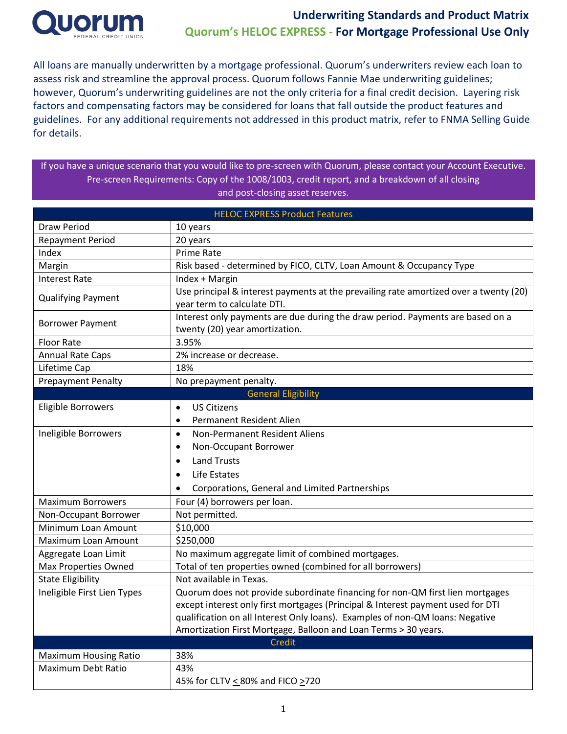# Underwriting Standards and Product Matrix

## Quorum's HELOC EXPRESS - For Mortgage Professional Use Only

All loans are manually underwritten by a mortgage professional. Quorum's underwriters review each loan to assess risk and streamline the approval process. Quorum follows Fannie Mae underwriting guidelines; however, Quorum's underwriting guidelines are not the only criteria for a final credit decision. Layering risk factors and compensating factors may be considered for loans that fall outside the product features and guidelines. For any additional requirements not addressed in this product matrix, refer to FNMA Selling Guide for details.

If you have a unique scenario that you would like to pre-screen with Quorum, please contact your Account Executive. Pre-screen Requirements: Copy of the 1008/1003, credit report, and a breakdown of all closing and post-closing asset reserves.

| HELOC EXPRESS Product Features | |
|---|---|
| Draw Period | 10 years |
| Repayment Period | 20 years |
| Index | Prime Rate |
| Margin | Risk based - determined by FICO, CLTV, Loan Amount & Occupancy Type |
| Interest Rate | Index + Margin |
| Qualifying Payment | Use principal & interest payments at the prevailing rate amortized over a twenty (20) year term to calculate DTI. |
| Borrower Payment | Interest only payments are due during the draw period. Payments are based on a twenty (20) year amortization. |
| Floor Rate | 3.95% |
| Annual Rate Caps | 2% increase or decrease. |
| Lifetime Cap | 18% |
| Prepayment Penalty | No prepayment penalty. |
| **General Eligibility** | |
| Eligible Borrowers | • US Citizens<br>• Permanent Resident Alien |
| Ineligible Borrowers | • Non-Permanent Resident Aliens<br>• Non-Occupant Borrower<br>• Land Trusts<br>• Life Estates<br>• Corporations, General and Limited Partnerships |
| Maximum Borrowers | Four (4) borrowers per loan. |
| Non-Occupant Borrower | Not permitted. |
| Minimum Loan Amount | $10,000 |
| Maximum Loan Amount | $250,000 |
| Aggregate Loan Limit | No maximum aggregate limit of combined mortgages. |
| Max Properties Owned | Total of ten properties owned (combined for all borrowers) |
| State Eligibility | Not available in Texas. |
| Ineligible First Lien Types | Quorum does not provide subordinate financing for non-QM first lien mortgages except interest only first mortgages (Principal & Interest payment used for DTI qualification on all Interest Only loans). Examples of non-QM loans: Negative Amortization First Mortgage, Balloon and Loan Terms > 30 years. |
| **Credit** | |
| Maximum Housing Ratio | 38% |
| Maximum Debt Ratio | 43%<br>45% for CLTV ≤ 80% and FICO ≥720 |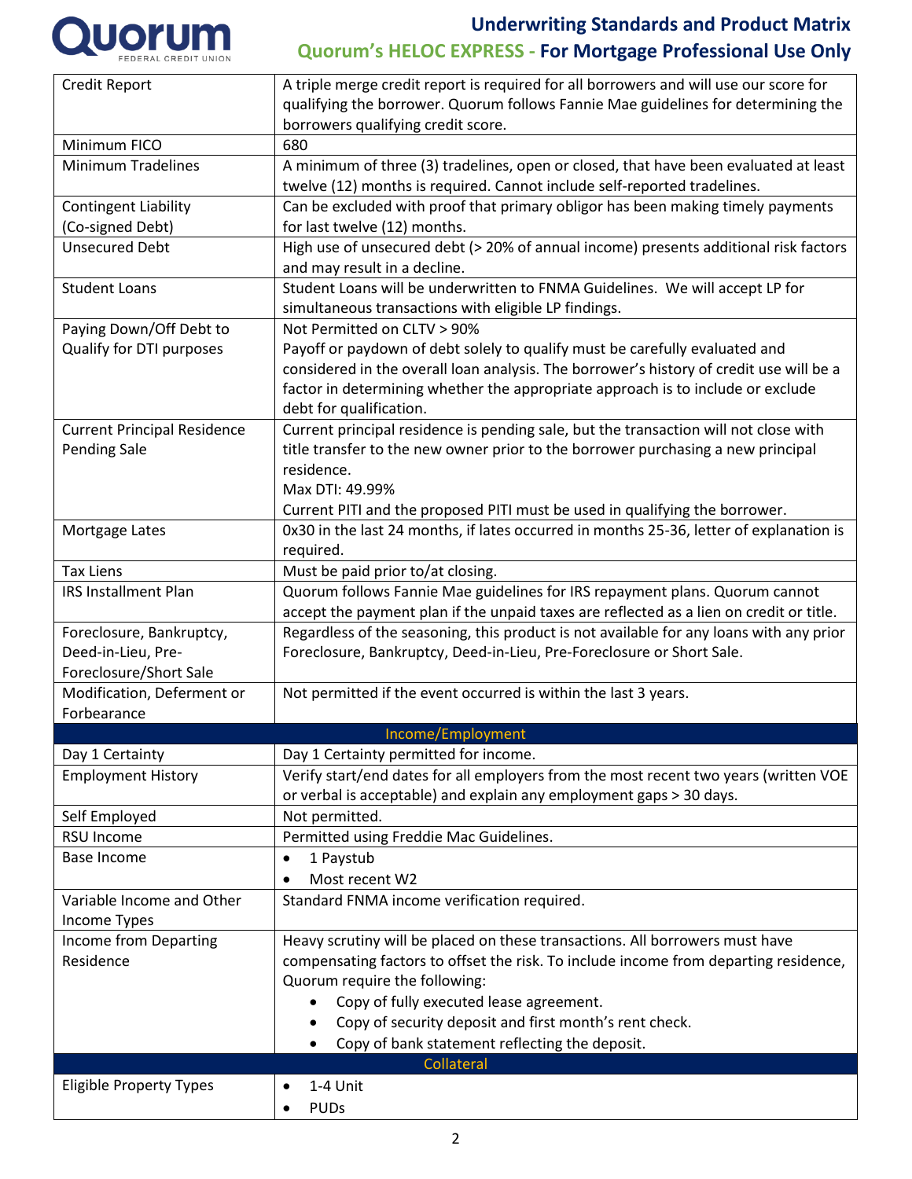| | |
|---|---|
| Credit Report | A triple merge credit report is required for all borrowers and will use our score for qualifying the borrower. Quorum follows Fannie Mae guidelines for determining the borrowers qualifying credit score. |
| Minimum FICO | 680 |
| Minimum Tradelines | A minimum of three (3) tradelines, open or closed, that have been evaluated at least twelve (12) months is required. Cannot include self-reported tradelines. |
| Contingent Liability (Co-signed Debt) | Can be excluded with proof that primary obligor has been making timely payments for last twelve (12) months. |
| Unsecured Debt | High use of unsecured debt (> 20% of annual income) presents additional risk factors and may result in a decline. |
| Student Loans | Student Loans will be underwritten to FNMA Guidelines. We will accept LP for simultaneous transactions with eligible LP findings. |
| Paying Down/Off Debt to Qualify for DTI purposes | Not Permitted on CLTV > 90%<br>Payoff or paydown of debt solely to qualify must be carefully evaluated and considered in the overall loan analysis. The borrower's history of credit use will be a factor in determining whether the appropriate approach is to include or exclude debt for qualification. |
| Current Principal Residence Pending Sale | Current principal residence is pending sale, but the transaction will not close with title transfer to the new owner prior to the borrower purchasing a new principal residence.<br>Max DTI: 49.99%<br>Current PITI and the proposed PITI must be used in qualifying the borrower. |
| Mortgage Lates | 0x30 in the last 24 months, if lates occurred in months 25-36, letter of explanation is required. |
| Tax Liens | Must be paid prior to/at closing. |
| IRS Installment Plan | Quorum follows Fannie Mae guidelines for IRS repayment plans. Quorum cannot accept the payment plan if the unpaid taxes are reflected as a lien on credit or title. |
| Foreclosure, Bankruptcy, Deed-in-Lieu, Pre-Foreclosure/Short Sale | Regardless of the seasoning, this product is not available for any loans with any prior Foreclosure, Bankruptcy, Deed-in-Lieu, Pre-Foreclosure or Short Sale. |
| Modification, Deferment or Forbearance | Not permitted if the event occurred is within the last 3 years. |
| **Income/Employment** | |
| Day 1 Certainty | Day 1 Certainty permitted for income. |
| Employment History | Verify start/end dates for all employers from the most recent two years (written VOE or verbal is acceptable) and explain any employment gaps > 30 days. |
| Self Employed | Not permitted. |
| RSU Income | Permitted using Freddie Mac Guidelines. |
| Base Income | • 1 Paystub<br>• Most recent W2 |
| Variable Income and Other Income Types | Standard FNMA income verification required. |
| Income from Departing Residence | Heavy scrutiny will be placed on these transactions. All borrowers must have compensating factors to offset the risk. To include income from departing residence, Quorum require the following:<br>• Copy of fully executed lease agreement.<br>• Copy of security deposit and first month's rent check.<br>• Copy of bank statement reflecting the deposit. |
| **Collateral** | |
| Eligible Property Types | • 1-4 Unit<br>• PUDs |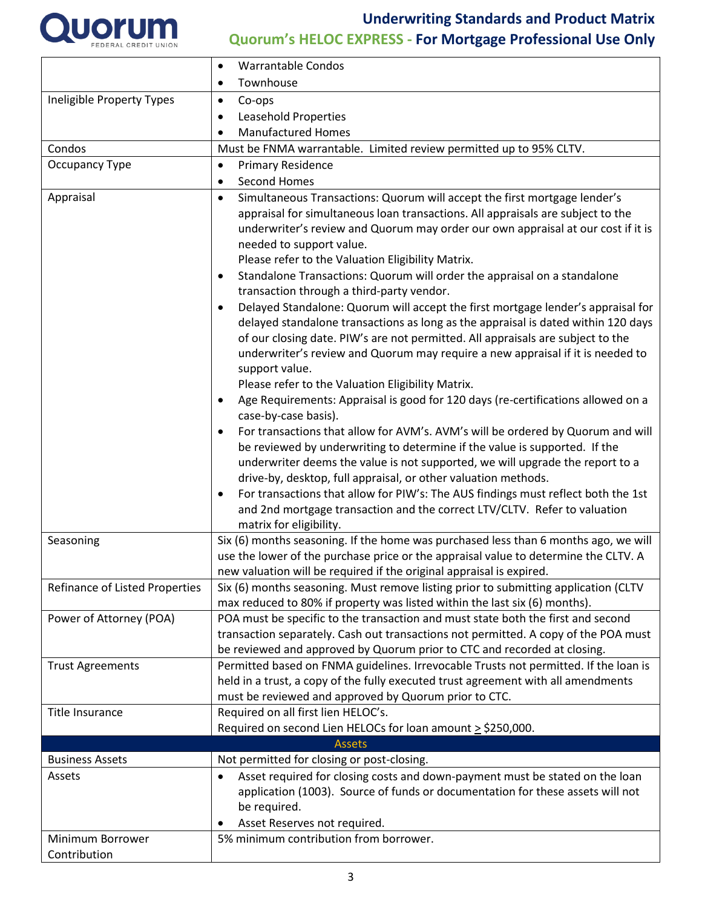| | |
|---|---|
| | • Warrantable Condos<br>• Townhouse |
| Ineligible Property Types | • Co-ops<br>• Leasehold Properties<br>• Manufactured Homes |
| Condos | Must be FNMA warrantable. Limited review permitted up to 95% CLTV. |
| Occupancy Type | • Primary Residence<br>• Second Homes |
| Appraisal | • Simultaneous Transactions: Quorum will accept the first mortgage lender's appraisal for simultaneous loan transactions. All appraisals are subject to the underwriter's review and Quorum may order our own appraisal at our cost if it is needed to support value.<br>Please refer to the Valuation Eligibility Matrix.<br>• Standalone Transactions: Quorum will order the appraisal on a standalone transaction through a third-party vendor.<br>• Delayed Standalone: Quorum will accept the first mortgage lender's appraisal for delayed standalone transactions as long as the appraisal is dated within 120 days of our closing date. PIW's are not permitted. All appraisals are subject to the underwriter's review and Quorum may require a new appraisal if it is needed to support value.<br>Please refer to the Valuation Eligibility Matrix.<br>• Age Requirements: Appraisal is good for 120 days (re-certifications allowed on a case-by-case basis).<br>• For transactions that allow for AVM's. AVM's will be ordered by Quorum and will be reviewed by underwriting to determine if the value is supported. If the underwriter deems the value is not supported, we will upgrade the report to a drive-by, desktop, full appraisal, or other valuation methods.<br>• For transactions that allow for PIW's: The AUS findings must reflect both the 1st and 2nd mortgage transaction and the correct LTV/CLTV. Refer to valuation matrix for eligibility. |
| Seasoning | Six (6) months seasoning. If the home was purchased less than 6 months ago, we will use the lower of the purchase price or the appraisal value to determine the CLTV. A new valuation will be required if the original appraisal is expired. |
| Refinance of Listed Properties | Six (6) months seasoning. Must remove listing prior to submitting application (CLTV max reduced to 80% if property was listed within the last six (6) months). |
| Power of Attorney (POA) | POA must be specific to the transaction and must state both the first and second transaction separately. Cash out transactions not permitted. A copy of the POA must be reviewed and approved by Quorum prior to CTC and recorded at closing. |
| Trust Agreements | Permitted based on FNMA guidelines. Irrevocable Trusts not permitted. If the loan is held in a trust, a copy of the fully executed trust agreement with all amendments must be reviewed and approved by Quorum prior to CTC. |
| Title Insurance | Required on all first lien HELOC's.<br>Required on second Lien HELOCs for loan amount ≥ $250,000. |
| **Assets** | |
| Business Assets | Not permitted for closing or post-closing. |
| Assets | • Asset required for closing costs and down-payment must be stated on the loan application (1003). Source of funds or documentation for these assets will not be required.<br>• Asset Reserves not required. |
| Minimum Borrower Contribution | 5% minimum contribution from borrower. |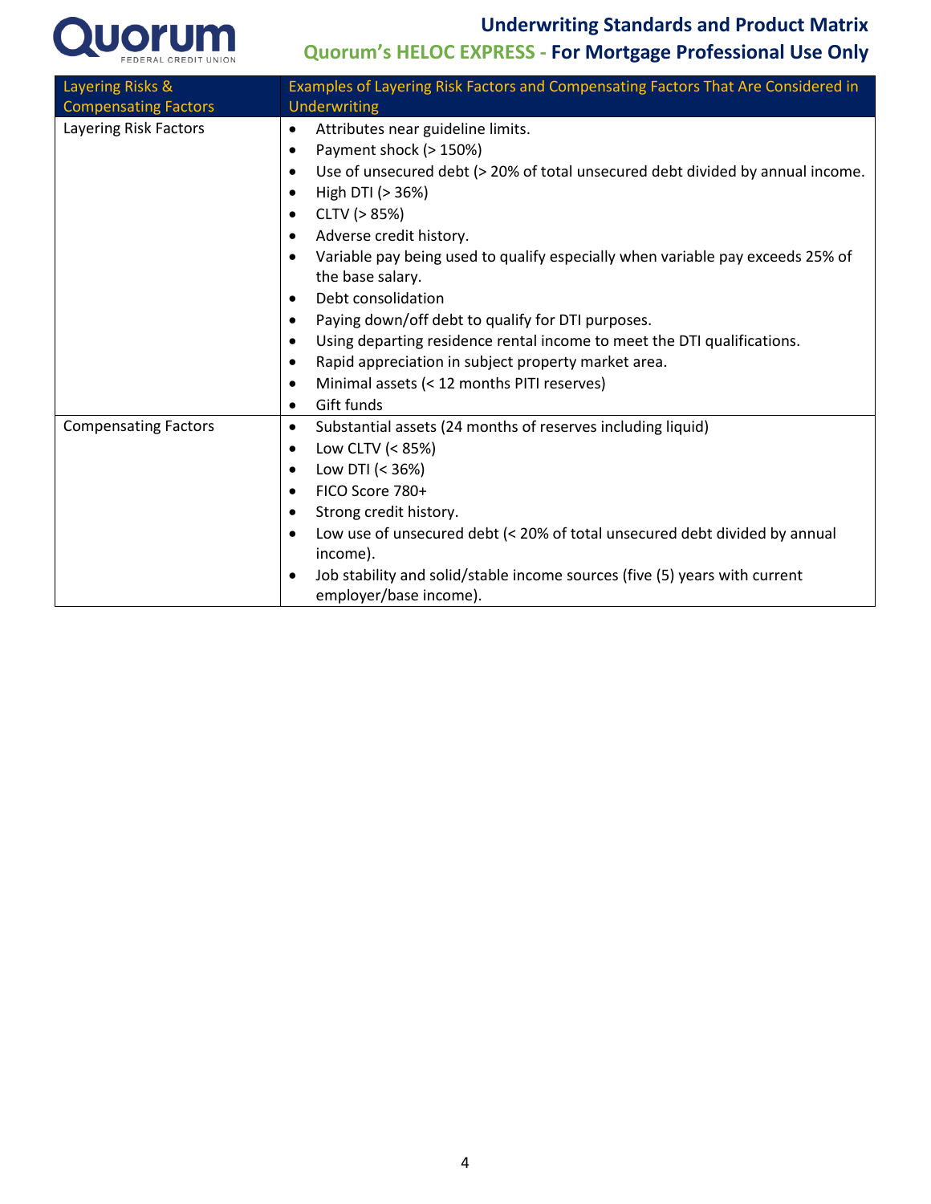| Layering Risks & Compensating Factors | Examples of Layering Risk Factors and Compensating Factors That Are Considered in Underwriting |
|---|---|
| Layering Risk Factors | • Attributes near guideline limits.<br>• Payment shock (> 150%)<br>• Use of unsecured debt (> 20% of total unsecured debt divided by annual income.<br>• High DTI (> 36%)<br>• CLTV (> 85%)<br>• Adverse credit history.<br>• Variable pay being used to qualify especially when variable pay exceeds 25% of the base salary.<br>• Debt consolidation<br>• Paying down/off debt to qualify for DTI purposes.<br>• Using departing residence rental income to meet the DTI qualifications.<br>• Rapid appreciation in subject property market area.<br>• Minimal assets (< 12 months PITI reserves)<br>• Gift funds |
| Compensating Factors | • Substantial assets (24 months of reserves including liquid)<br>• Low CLTV (< 85%)<br>• Low DTI (< 36%)<br>• FICO Score 780+<br>• Strong credit history.<br>• Low use of unsecured debt (< 20% of total unsecured debt divided by annual income).<br>• Job stability and solid/stable income sources (five (5) years with current employer/base income). |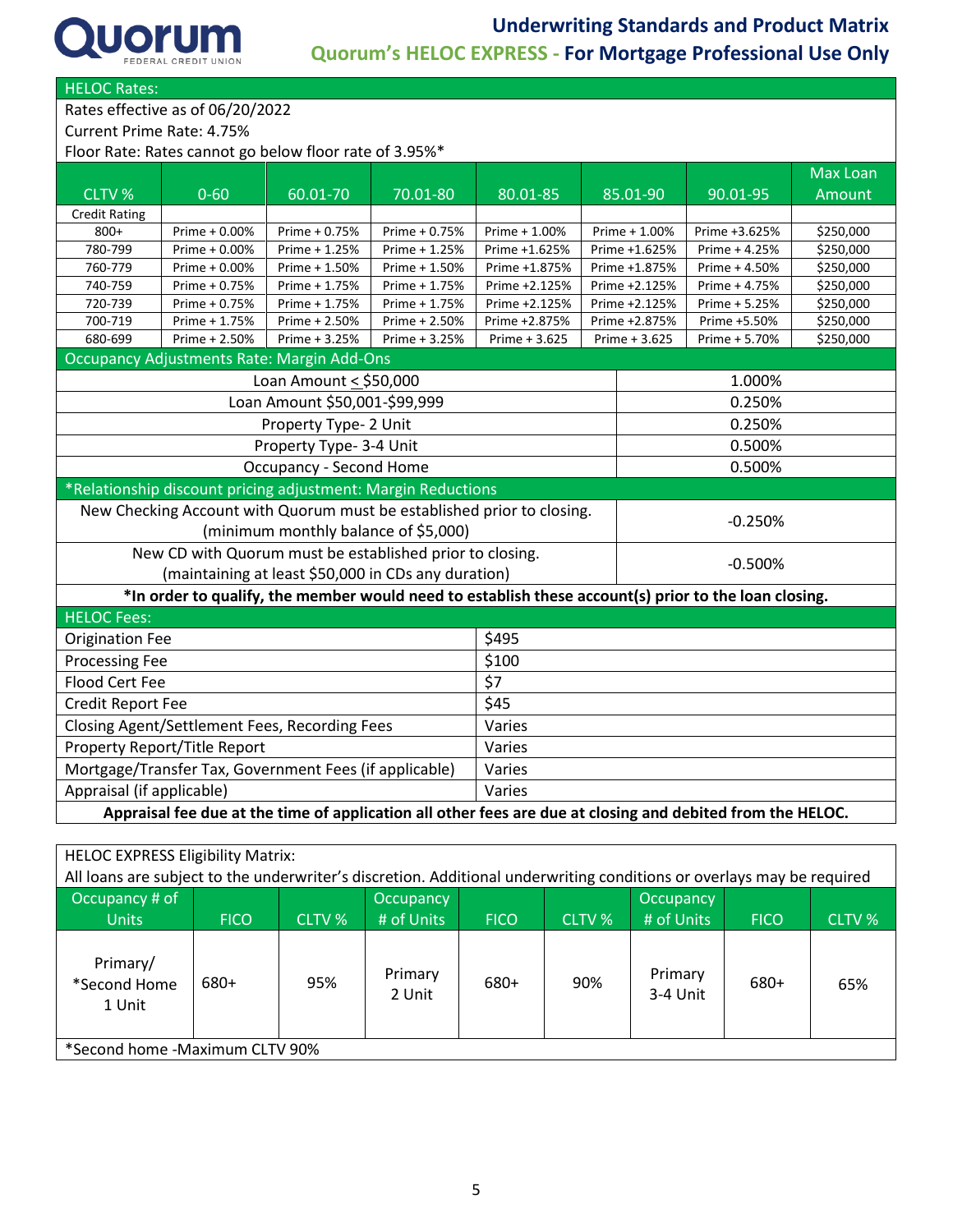# Underwriting Standards and Product Matrix

## Quorum's HELOC EXPRESS - For Mortgage Professional Use Only

**HELOC Rates:**

Rates effective as of 06/20/2022

Current Prime Rate: 4.75%

Floor Rate: Rates cannot go below floor rate of 3.95%*

| CLTV % | 0-60 | 60.01-70 | 70.01-80 | 80.01-85 | 85.01-90 | 90.01-95 | Max Loan Amount |
|---|---|---|---|---|---|---|---|
| Credit Rating | | | | | | | |
| 800+ | Prime + 0.00% | Prime + 0.75% | Prime + 0.75% | Prime + 1.00% | Prime + 1.00% | Prime +3.625% | $250,000 |
| 780-799 | Prime + 0.00% | Prime + 1.25% | Prime + 1.25% | Prime +1.625% | Prime +1.625% | Prime + 4.25% | $250,000 |
| 760-779 | Prime + 0.00% | Prime + 1.50% | Prime + 1.50% | Prime +1.875% | Prime +1.875% | Prime + 4.50% | $250,000 |
| 740-759 | Prime + 0.75% | Prime + 1.75% | Prime + 1.75% | Prime +2.125% | Prime +2.125% | Prime + 4.75% | $250,000 |
| 720-739 | Prime + 0.75% | Prime + 1.75% | Prime + 1.75% | Prime +2.125% | Prime +2.125% | Prime + 5.25% | $250,000 |
| 700-719 | Prime + 1.75% | Prime + 2.50% | Prime + 2.50% | Prime +2.875% | Prime +2.875% | Prime +5.50% | $250,000 |
| 680-699 | Prime + 2.50% | Prime + 3.25% | Prime + 3.25% | Prime + 3.625 | Prime + 3.625 | Prime + 5.70% | $250,000 |

**Occupancy Adjustments Rate: Margin Add-Ons**

| Adjustment | Margin |
|---|---|
| Loan Amount ≤ $50,000 | 1.000% |
| Loan Amount $50,001-$99,999 | 0.250% |
| Property Type- 2 Unit | 0.250% |
| Property Type- 3-4 Unit | 0.500% |
| Occupancy - Second Home | 0.500% |

**\*Relationship discount pricing adjustment: Margin Reductions**

| Adjustment | Margin |
|---|---|
| New Checking Account with Quorum must be established prior to closing. (minimum monthly balance of $5,000) | -0.250% |
| New CD with Quorum must be established prior to closing. (maintaining at least $50,000 in CDs any duration) | -0.500% |

**\*In order to qualify, the member would need to establish these account(s) prior to the loan closing.**

**HELOC Fees:**

| Fee | Amount |
|---|---|
| Origination Fee | $495 |
| Processing Fee | $100 |
| Flood Cert Fee | $7 |
| Credit Report Fee | $45 |
| Closing Agent/Settlement Fees, Recording Fees | Varies |
| Property Report/Title Report | Varies |
| Mortgage/Transfer Tax, Government Fees (if applicable) | Varies |
| Appraisal (if applicable) | Varies |

**Appraisal fee due at the time of application all other fees are due at closing and debited from the HELOC.**

**HELOC EXPRESS Eligibility Matrix:**

All loans are subject to the underwriter's discretion. Additional underwriting conditions or overlays may be required

| Occupancy # of Units | FICO | CLTV % | Occupancy # of Units | FICO | CLTV % | Occupancy # of Units | FICO | CLTV % |
|---|---|---|---|---|---|---|---|---|
| Primary/ *Second Home 1 Unit | 680+ | 95% | Primary 2 Unit | 680+ | 90% | Primary 3-4 Unit | 680+ | 65% |

*Second home -Maximum CLTV 90%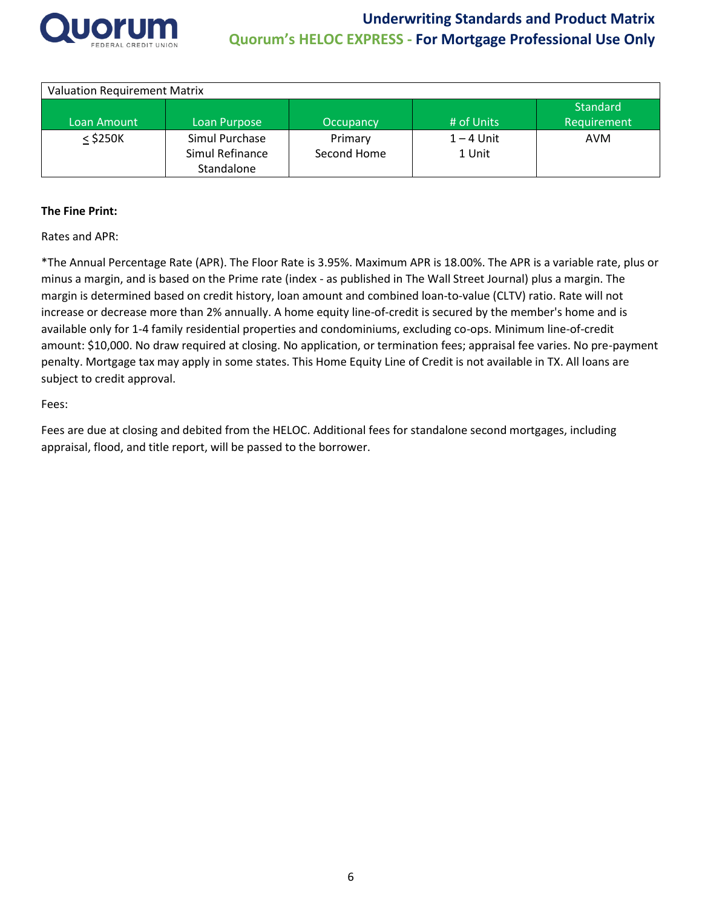| Valuation Requirement Matrix | | | | |
|---|---|---|---|---|
| Loan Amount | Loan Purpose | Occupancy | # of Units | Standard Requirement |
| ≤ $250K | Simul Purchase<br>Simul Refinance<br>Standalone | Primary<br>Second Home | 1 – 4 Unit<br>1 Unit | AVM |

**The Fine Print:**

Rates and APR:

*The Annual Percentage Rate (APR). The Floor Rate is 3.95%. Maximum APR is 18.00%. The APR is a variable rate, plus or minus a margin, and is based on the Prime rate (index - as published in The Wall Street Journal) plus a margin. The margin is determined based on credit history, loan amount and combined loan-to-value (CLTV) ratio. Rate will not increase or decrease more than 2% annually. A home equity line-of-credit is secured by the member's home and is available only for 1-4 family residential properties and condominiums, excluding co-ops. Minimum line-of-credit amount: $10,000. No draw required at closing. No application, or termination fees; appraisal fee varies. No pre-payment penalty. Mortgage tax may apply in some states. This Home Equity Line of Credit is not available in TX. All loans are subject to credit approval.

Fees:

Fees are due at closing and debited from the HELOC. Additional fees for standalone second mortgages, including appraisal, flood, and title report, will be passed to the borrower.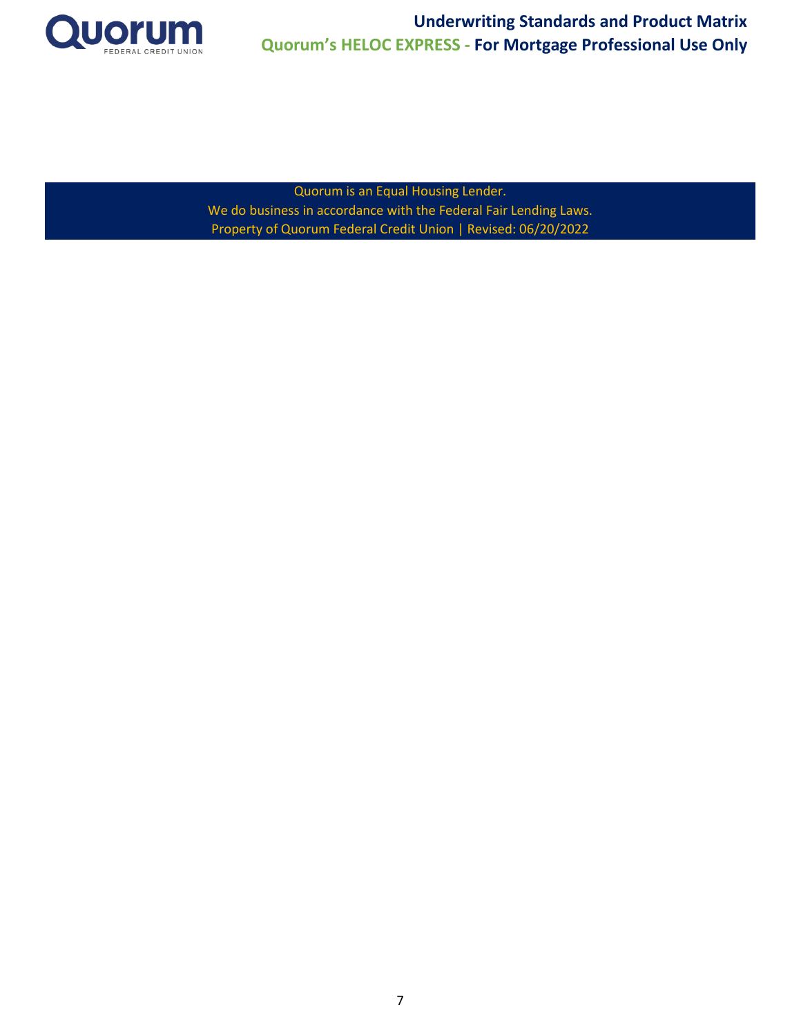Quorum is an Equal Housing Lender.

We do business in accordance with the Federal Fair Lending Laws.

Property of Quorum Federal Credit Union | Revised: 06/20/2022